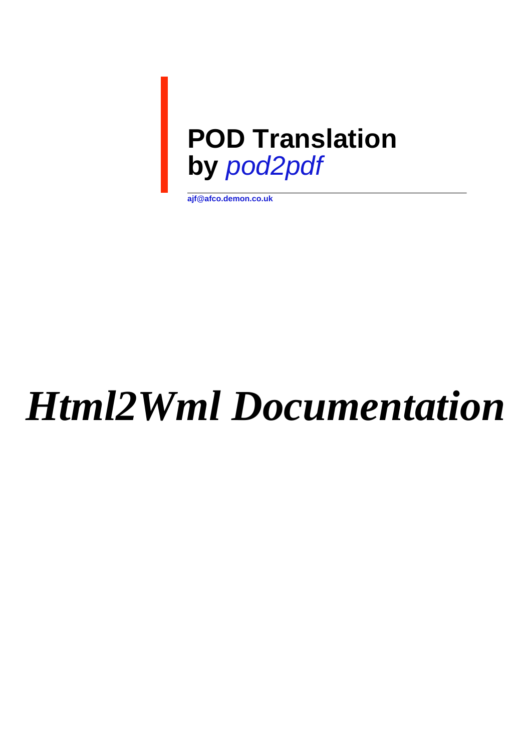**POD Translation**
**by** *pod2pdf*

**ajf@afco.demon.co.uk**

# *Html2Wml Documentation*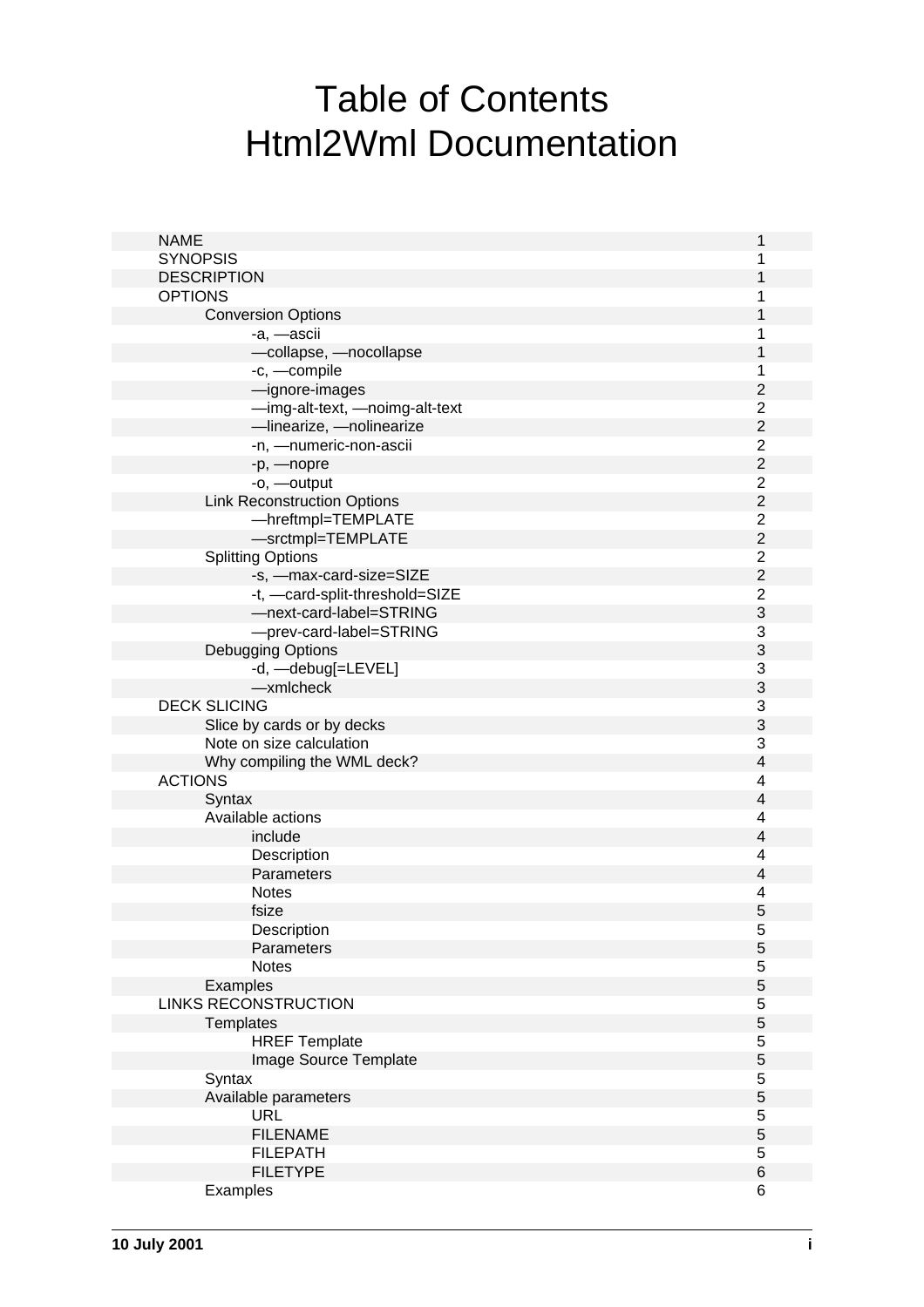# Table of Contents
# Html2Wml Documentation

| | |
|---|---|
| NAME | 1 |
| SYNOPSIS | 1 |
| DESCRIPTION | 1 |
| OPTIONS | 1 |
|     Conversion Options | 1 |
|         -a, —ascii | 1 |
|         —collapse, —nocollapse | 1 |
|         -c, —compile | 1 |
|         —ignore-images | 2 |
|         —img-alt-text, —noimg-alt-text | 2 |
|         —linearize, —nolinearize | 2 |
|         -n, —numeric-non-ascii | 2 |
|         -p, —nopre | 2 |
|         -o, —output | 2 |
|     Link Reconstruction Options | 2 |
|         —hreftmpl=TEMPLATE | 2 |
|         —srctmpl=TEMPLATE | 2 |
|     Splitting Options | 2 |
|         -s, —max-card-size=SIZE | 2 |
|         -t, —card-split-threshold=SIZE | 2 |
|         —next-card-label=STRING | 3 |
|         —prev-card-label=STRING | 3 |
|     Debugging Options | 3 |
|         -d, —debug[=LEVEL] | 3 |
|         —xmlcheck | 3 |
| DECK SLICING | 3 |
|     Slice by cards or by decks | 3 |
|     Note on size calculation | 3 |
|     Why compiling the WML deck? | 4 |
| ACTIONS | 4 |
|     Syntax | 4 |
|     Available actions | 4 |
|         include | 4 |
|         Description | 4 |
|         Parameters | 4 |
|         Notes | 4 |
|         fsize | 5 |
|         Description | 5 |
|         Parameters | 5 |
|         Notes | 5 |
|     Examples | 5 |
| LINKS RECONSTRUCTION | 5 |
|     Templates | 5 |
|         HREF Template | 5 |
|         Image Source Template | 5 |
|     Syntax | 5 |
|     Available parameters | 5 |
|         URL | 5 |
|         FILENAME | 5 |
|         FILEPATH | 5 |
|         FILETYPE | 6 |
|     Examples | 6 |

10 July 2001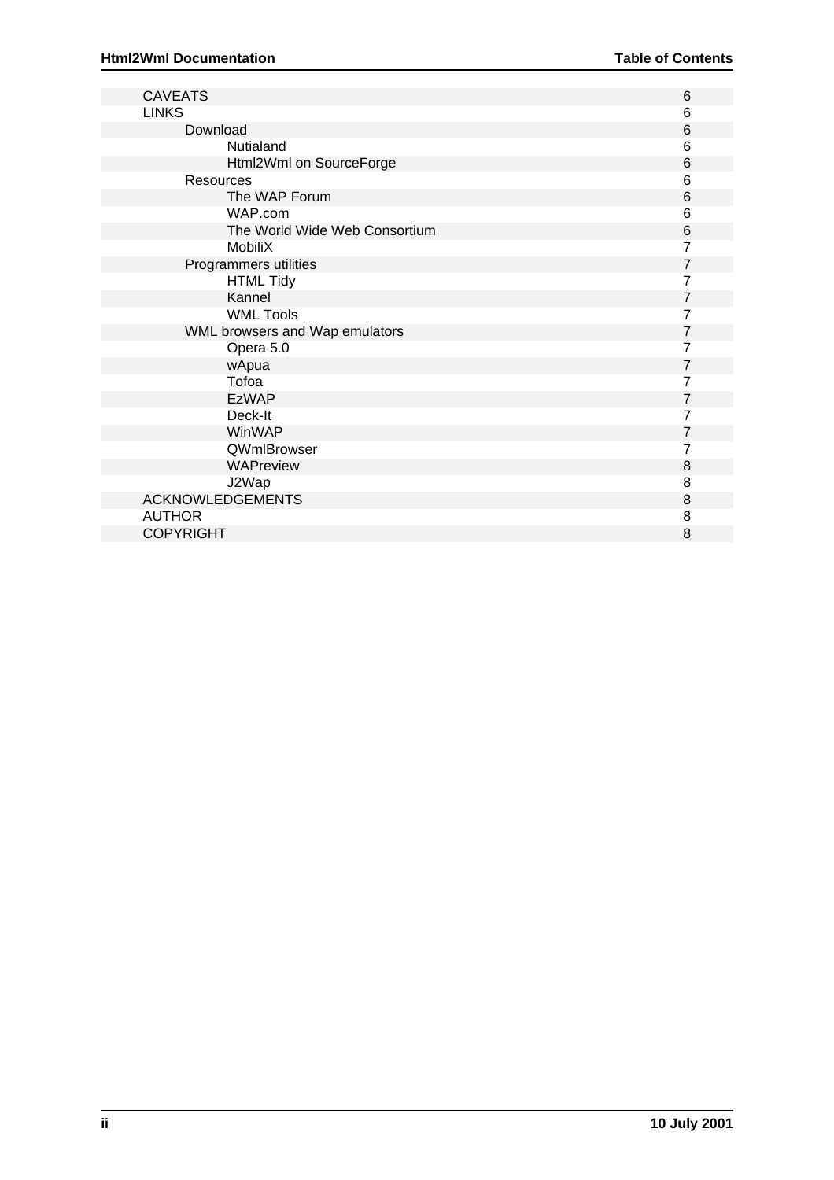| | |
|---|---|
| CAVEATS | 6 |
| LINKS | 6 |
| &nbsp;&nbsp;&nbsp;&nbsp;Download | 6 |
| &nbsp;&nbsp;&nbsp;&nbsp;&nbsp;&nbsp;&nbsp;&nbsp;Nutialand | 6 |
| &nbsp;&nbsp;&nbsp;&nbsp;&nbsp;&nbsp;&nbsp;&nbsp;Html2Wml on SourceForge | 6 |
| &nbsp;&nbsp;&nbsp;&nbsp;Resources | 6 |
| &nbsp;&nbsp;&nbsp;&nbsp;&nbsp;&nbsp;&nbsp;&nbsp;The WAP Forum | 6 |
| &nbsp;&nbsp;&nbsp;&nbsp;&nbsp;&nbsp;&nbsp;&nbsp;WAP.com | 6 |
| &nbsp;&nbsp;&nbsp;&nbsp;&nbsp;&nbsp;&nbsp;&nbsp;The World Wide Web Consortium | 6 |
| &nbsp;&nbsp;&nbsp;&nbsp;&nbsp;&nbsp;&nbsp;&nbsp;MobiliX | 7 |
| &nbsp;&nbsp;&nbsp;&nbsp;Programmers utilities | 7 |
| &nbsp;&nbsp;&nbsp;&nbsp;&nbsp;&nbsp;&nbsp;&nbsp;HTML Tidy | 7 |
| &nbsp;&nbsp;&nbsp;&nbsp;&nbsp;&nbsp;&nbsp;&nbsp;Kannel | 7 |
| &nbsp;&nbsp;&nbsp;&nbsp;&nbsp;&nbsp;&nbsp;&nbsp;WML Tools | 7 |
| &nbsp;&nbsp;&nbsp;&nbsp;WML browsers and Wap emulators | 7 |
| &nbsp;&nbsp;&nbsp;&nbsp;&nbsp;&nbsp;&nbsp;&nbsp;Opera 5.0 | 7 |
| &nbsp;&nbsp;&nbsp;&nbsp;&nbsp;&nbsp;&nbsp;&nbsp;wApua | 7 |
| &nbsp;&nbsp;&nbsp;&nbsp;&nbsp;&nbsp;&nbsp;&nbsp;Tofoa | 7 |
| &nbsp;&nbsp;&nbsp;&nbsp;&nbsp;&nbsp;&nbsp;&nbsp;EzWAP | 7 |
| &nbsp;&nbsp;&nbsp;&nbsp;&nbsp;&nbsp;&nbsp;&nbsp;Deck-It | 7 |
| &nbsp;&nbsp;&nbsp;&nbsp;&nbsp;&nbsp;&nbsp;&nbsp;WinWAP | 7 |
| &nbsp;&nbsp;&nbsp;&nbsp;&nbsp;&nbsp;&nbsp;&nbsp;QWmlBrowser | 7 |
| &nbsp;&nbsp;&nbsp;&nbsp;&nbsp;&nbsp;&nbsp;&nbsp;WAPreview | 8 |
| &nbsp;&nbsp;&nbsp;&nbsp;&nbsp;&nbsp;&nbsp;&nbsp;J2Wap | 8 |
| ACKNOWLEDGEMENTS | 8 |
| AUTHOR | 8 |
| COPYRIGHT | 8 |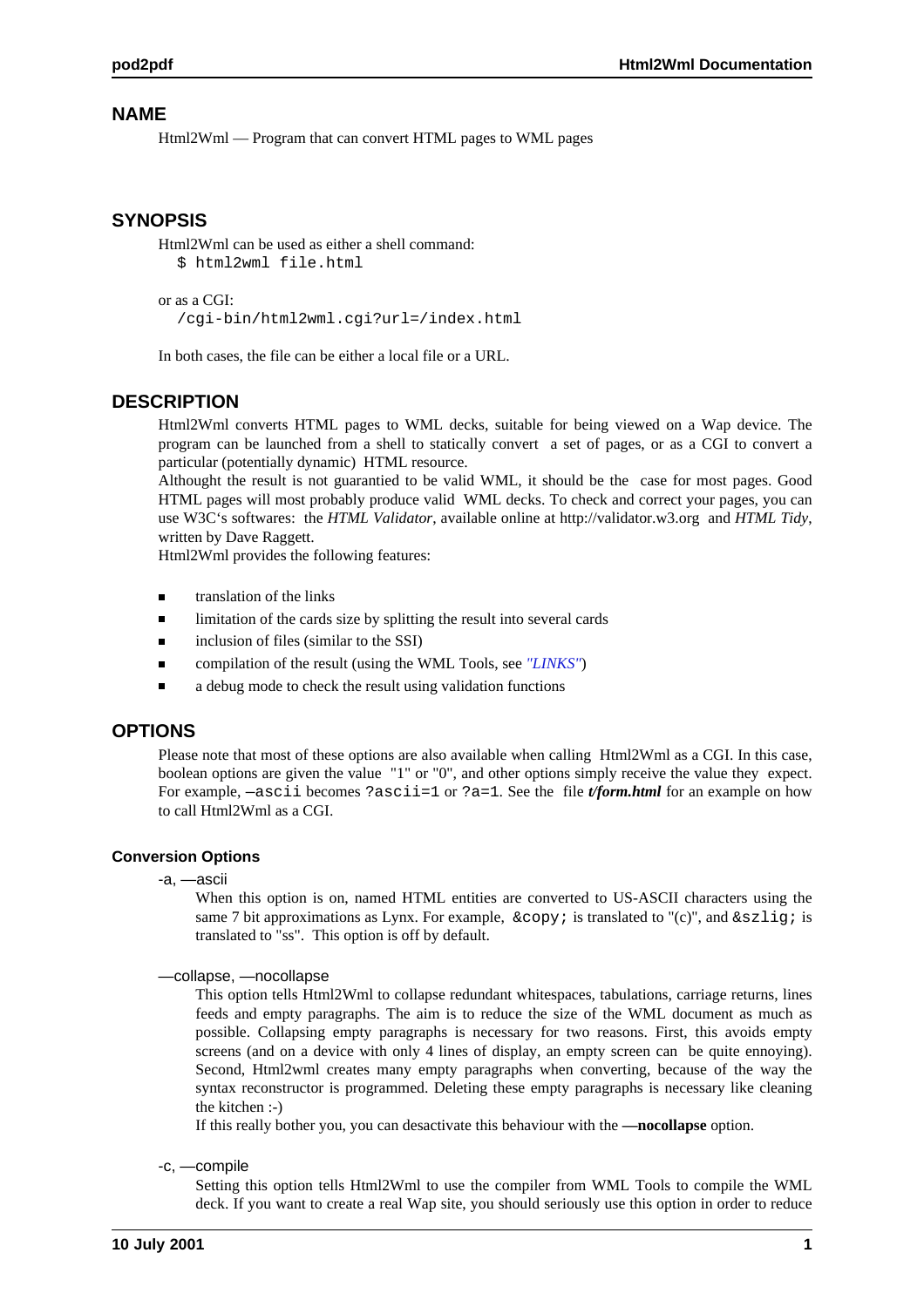## NAME

Html2Wml — Program that can convert HTML pages to WML pages

## SYNOPSIS

Html2Wml can be used as either a shell command:

```
$ html2wml file.html
```

or as a CGI:

```
/cgi-bin/html2wml.cgi?url=/index.html
```

In both cases, the file can be either a local file or a URL.

## DESCRIPTION

Html2Wml converts HTML pages to WML decks, suitable for being viewed on a Wap device. The program can be launched from a shell to statically convert a set of pages, or as a CGI to convert a particular (potentially dynamic) HTML resource.

Althought the result is not guarantied to be valid WML, it should be the case for most pages. Good HTML pages will most probably produce valid WML decks. To check and correct your pages, you can use W3C's softwares: the *HTML Validator*, available online at http://validator.w3.org and *HTML Tidy*, written by Dave Raggett.

Html2Wml provides the following features:

- translation of the links
- limitation of the cards size by splitting the result into several cards
- inclusion of files (similar to the SSI)
- compilation of the result (using the WML Tools, see *"LINKS"*)
- a debug mode to check the result using validation functions

## OPTIONS

Please note that most of these options are also available when calling Html2Wml as a CGI. In this case, boolean options are given the value "1" or "0", and other options simply receive the value they expect. For example, `--ascii` becomes `?ascii=1` or `?a=1`. See the file ***t/form.html*** for an example on how to call Html2Wml as a CGI.

### Conversion Options

-a, --ascii

When this option is on, named HTML entities are converted to US-ASCII characters using the same 7 bit approximations as Lynx. For example, `&copy;` is translated to "(c)", and `&szlig;` is translated to "ss". This option is off by default.

--collapse, --nocollapse

This option tells Html2Wml to collapse redundant whitespaces, tabulations, carriage returns, lines feeds and empty paragraphs. The aim is to reduce the size of the WML document as much as possible. Collapsing empty paragraphs is necessary for two reasons. First, this avoids empty screens (and on a device with only 4 lines of display, an empty screen can be quite ennoying). Second, Html2wml creates many empty paragraphs when converting, because of the way the syntax reconstructor is programmed. Deleting these empty paragraphs is necessary like cleaning the kitchen :-)

If this really bother you, you can desactivate this behaviour with the **--nocollapse** option.

-c, --compile

Setting this option tells Html2Wml to use the compiler from WML Tools to compile the WML deck. If you want to create a real Wap site, you should seriously use this option in order to reduce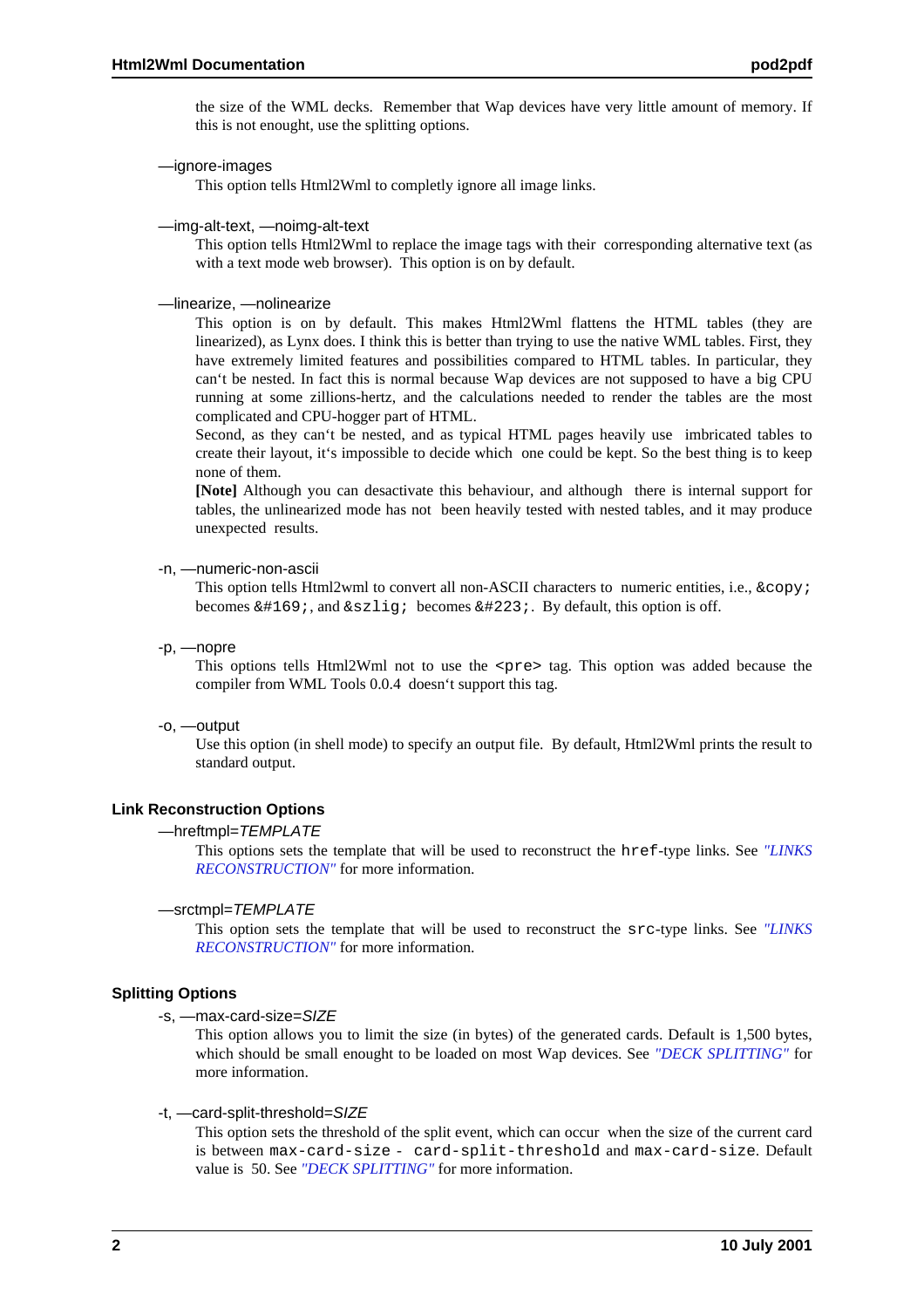the size of the WML decks. Remember that Wap devices have very little amount of memory. If this is not enought, use the splitting options.

—ignore-images
: This option tells Html2Wml to completly ignore all image links.

—img-alt-text, —noimg-alt-text
: This option tells Html2Wml to replace the image tags with their corresponding alternative text (as with a text mode web browser). This option is on by default.

—linearize, —nolinearize
: This option is on by default. This makes Html2Wml flattens the HTML tables (they are linearized), as Lynx does. I think this is better than trying to use the native WML tables. First, they have extremely limited features and possibilities compared to HTML tables. In particular, they can't be nested. In fact this is normal because Wap devices are not supposed to have a big CPU running at some zillions-hertz, and the calculations needed to render the tables are the most complicated and CPU-hogger part of HTML.
: Second, as they can't be nested, and as typical HTML pages heavily use imbricated tables to create their layout, it's impossible to decide which one could be kept. So the best thing is to keep none of them.
: **[Note]** Although you can desactivate this behaviour, and although there is internal support for tables, the unlinearized mode has not been heavily tested with nested tables, and it may produce unexpected results.

-n, —numeric-non-ascii
: This option tells Html2wml to convert all non-ASCII characters to numeric entities, i.e., `&copy;` becomes `&#169;`, and `&szlig;` becomes `&#223;`. By default, this option is off.

-p, —nopre
: This options tells Html2Wml not to use the `<pre>` tag. This option was added because the compiler from WML Tools 0.0.4 doesn't support this tag.

-o, —output
: Use this option (in shell mode) to specify an output file. By default, Html2Wml prints the result to standard output.

### Link Reconstruction Options

—hreftmpl=*TEMPLATE*
: This options sets the template that will be used to reconstruct the `href`-type links. See *"LINKS RECONSTRUCTION"* for more information.

—srctmpl=*TEMPLATE*
: This option sets the template that will be used to reconstruct the `src`-type links. See *"LINKS RECONSTRUCTION"* for more information.

### Splitting Options

-s, —max-card-size=*SIZE*
: This option allows you to limit the size (in bytes) of the generated cards. Default is 1,500 bytes, which should be small enought to be loaded on most Wap devices. See *"DECK SPLITTING"* for more information.

-t, —card-split-threshold=*SIZE*
: This option sets the threshold of the split event, which can occur when the size of the current card is between `max-card-size - card-split-threshold` and `max-card-size`. Default value is 50. See *"DECK SPLITTING"* for more information.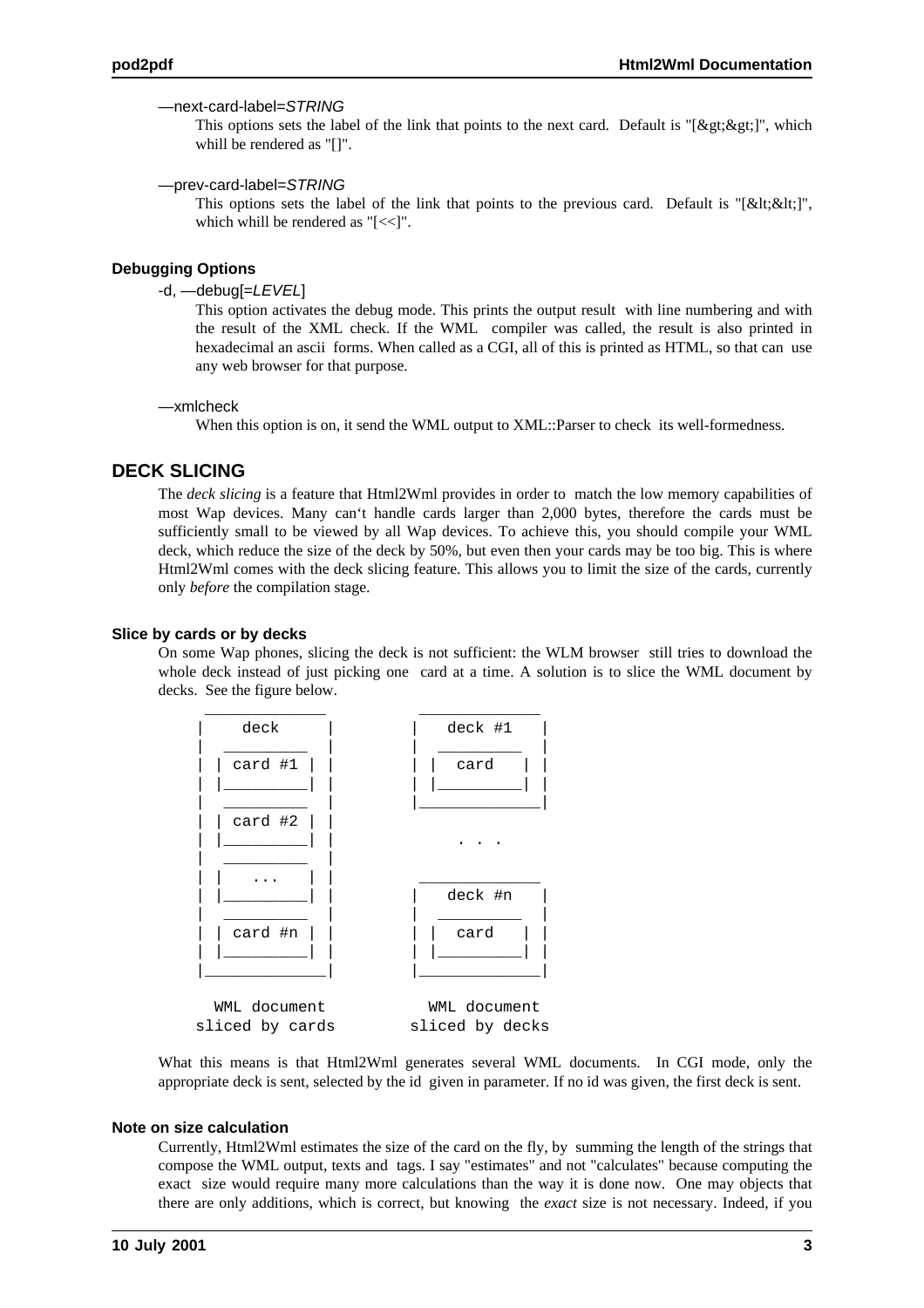—next-card-label=*STRING*

This options sets the label of the link that points to the next card. Default is "[&gt;&gt;]", which whill be rendered as "[]".

—prev-card-label=*STRING*

This options sets the label of the link that points to the previous card. Default is "[&lt;&lt;]", which whill be rendered as "[<<]".

### Debugging Options

-d, —debug[=*LEVEL*]

This option activates the debug mode. This prints the output result with line numbering and with the result of the XML check. If the WML compiler was called, the result is also printed in hexadecimal an ascii forms. When called as a CGI, all of this is printed as HTML, so that can use any web browser for that purpose.

—xmlcheck

When this option is on, it send the WML output to XML::Parser to check its well-formedness.

## DECK SLICING

The *deck slicing* is a feature that Html2Wml provides in order to match the low memory capabilities of most Wap devices. Many can't handle cards larger than 2,000 bytes, therefore the cards must be sufficiently small to be viewed by all Wap devices. To achieve this, you should compile your WML deck, which reduce the size of the deck by 50%, but even then your cards may be too big. This is where Html2Wml comes with the deck slicing feature. This allows you to limit the size of the cards, currently only *before* the compilation stage.

### Slice by cards or by decks

On some Wap phones, slicing the deck is not sufficient: the WLM browser still tries to download the whole deck instead of just picking one card at a time. A solution is to slice the WML document by decks. See the figure below.

```
 _____________          _____________
|    deck     |        |   deck #1   |
|  _________  |        |  _________  |
| | card #1 | |        | |  card   | |
| |_________| |        | |_________| |
|  _________  |        |_____________|
| | card #2 | |
| |_________| |             . . .
|  _________  |
| |   ...   | |         _____________
| |_________| |        |   deck #n   |
|  _________  |        |  _________  |
| | card #n | |        | |  card   | |
| |_________| |        | |_________| |
|_____________|        |_____________|

  WML document           WML document
sliced by cards        sliced by decks
```

What this means is that Html2Wml generates several WML documents. In CGI mode, only the appropriate deck is sent, selected by the id given in parameter. If no id was given, the first deck is sent.

### Note on size calculation

Currently, Html2Wml estimates the size of the card on the fly, by summing the length of the strings that compose the WML output, texts and tags. I say "estimates" and not "calculates" because computing the exact size would require many more calculations than the way it is done now. One may objects that there are only additions, which is correct, but knowing the *exact* size is not necessary. Indeed, if you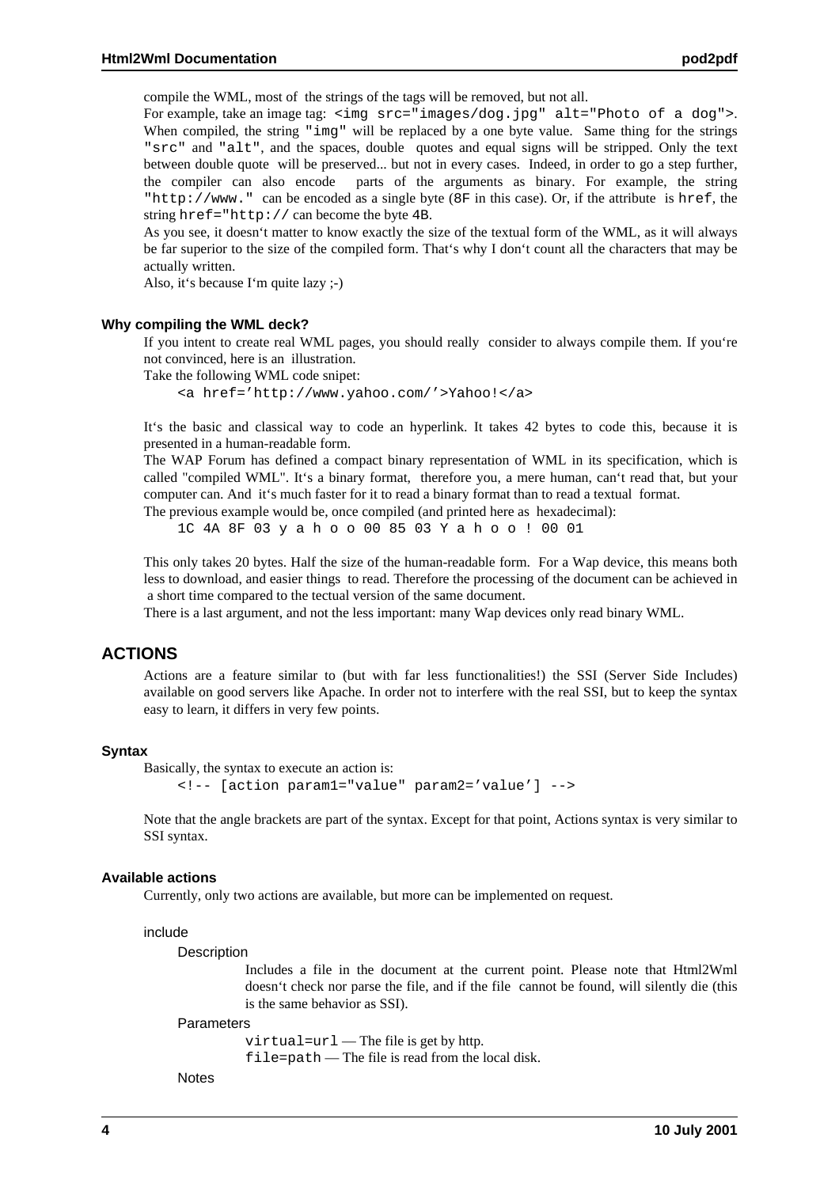compile the WML, most of the strings of the tags will be removed, but not all.
For example, take an image tag: `<img src="images/dog.jpg" alt="Photo of a dog">`. When compiled, the string `"img"` will be replaced by a one byte value. Same thing for the strings `"src"` and `"alt"`, and the spaces, double quotes and equal signs will be stripped. Only the text between double quote will be preserved... but not in every cases. Indeed, in order to go a step further, the compiler can also encode parts of the arguments as binary. For example, the string `"http://www."` can be encoded as a single byte (`8F` in this case). Or, if the attribute is `href`, the string `href="http://` can become the byte `4B`.
As you see, it doesn't matter to know exactly the size of the textual form of the WML, as it will always be far superior to the size of the compiled form. That's why I don't count all the characters that may be actually written.
Also, it's because I'm quite lazy ;-)

### Why compiling the WML deck?

If you intent to create real WML pages, you should really consider to always compile them. If you're not convinced, here is an illustration.
Take the following WML code snipet:

```
<a href='http://www.yahoo.com/'>Yahoo!</a>
```

It's the basic and classical way to code an hyperlink. It takes 42 bytes to code this, because it is presented in a human-readable form.
The WAP Forum has defined a compact binary representation of WML in its specification, which is called "compiled WML". It's a binary format, therefore you, a mere human, can't read that, but your computer can. And it's much faster for it to read a binary format than to read a textual format.
The previous example would be, once compiled (and printed here as hexadecimal):

```
1C 4A 8F 03 y a h o o 00 85 03 Y a h o o ! 00 01
```

This only takes 20 bytes. Half the size of the human-readable form. For a Wap device, this means both less to download, and easier things to read. Therefore the processing of the document can be achieved in a short time compared to the tectual version of the same document.
There is a last argument, and not the less important: many Wap devices only read binary WML.

## ACTIONS

Actions are a feature similar to (but with far less functionalities!) the SSI (Server Side Includes) available on good servers like Apache. In order not to interfere with the real SSI, but to keep the syntax easy to learn, it differs in very few points.

### Syntax

Basically, the syntax to execute an action is:

```
<!-- [action param1="value" param2='value'] -->
```

Note that the angle brackets are part of the syntax. Except for that point, Actions syntax is very similar to SSI syntax.

### Available actions

Currently, only two actions are available, but more can be implemented on request.

include

Description

Includes a file in the document at the current point. Please note that Html2Wml doesn't check nor parse the file, and if the file cannot be found, will silently die (this is the same behavior as SSI).

Parameters

`virtual=url` — The file is get by http.
`file=path` — The file is read from the local disk.

Notes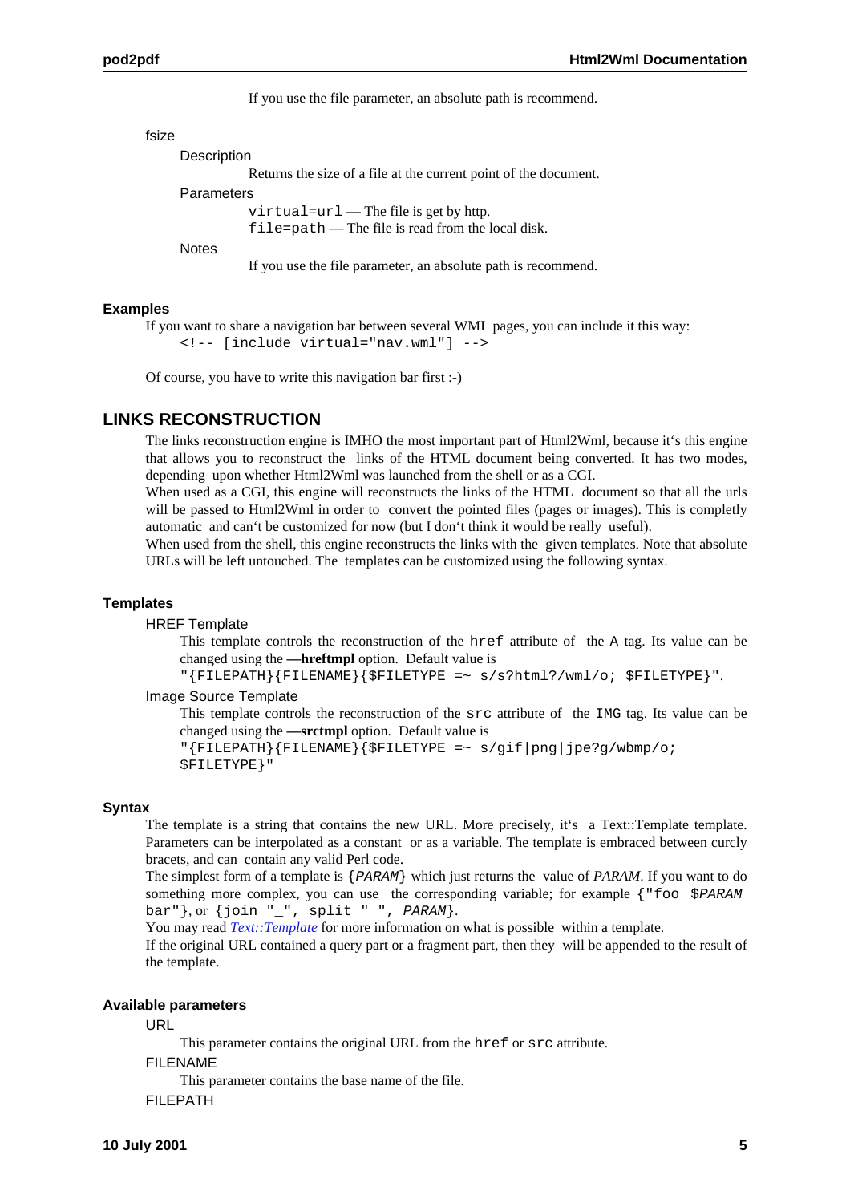If you use the file parameter, an absolute path is recommend.

fsize

Description

Returns the size of a file at the current point of the document.

Parameters

`virtual=url` — The file is get by http.
`file=path` — The file is read from the local disk.

Notes

If you use the file parameter, an absolute path is recommend.

### Examples

If you want to share a navigation bar between several WML pages, you can include it this way:

```
<!-- [include virtual="nav.wml"] -->
```

Of course, you have to write this navigation bar first :-)

## LINKS RECONSTRUCTION

The links reconstruction engine is IMHO the most important part of Html2Wml, because it‘s this engine that allows you to reconstruct the links of the HTML document being converted. It has two modes, depending upon whether Html2Wml was launched from the shell or as a CGI.
When used as a CGI, this engine will reconstructs the links of the HTML document so that all the urls will be passed to Html2Wml in order to convert the pointed files (pages or images). This is completly automatic and can‘t be customized for now (but I don‘t think it would be really useful).
When used from the shell, this engine reconstructs the links with the given templates. Note that absolute URLs will be left untouched. The templates can be customized using the following syntax.

### Templates

HREF Template

This template controls the reconstruction of the `href` attribute of the `A` tag. Its value can be changed using the **—hreftmpl** option. Default value is
`"{FILEPATH}{FILENAME}{$FILETYPE =~ s/s?html?/wml/o; $FILETYPE}"`.

Image Source Template

This template controls the reconstruction of the `src` attribute of the `IMG` tag. Its value can be changed using the **—srctmpl** option. Default value is
`"{FILEPATH}{FILENAME}{$FILETYPE =~ s/gif|png|jpe?g/wbmp/o; $FILETYPE}"`

### Syntax

The template is a string that contains the new URL. More precisely, it‘s a Text::Template template. Parameters can be interpolated as a constant or as a variable. The template is embraced between curcly bracets, and can contain any valid Perl code.
The simplest form of a template is `{PARAM}` which just returns the value of *PARAM*. If you want to do something more complex, you can use the corresponding variable; for example `{"foo $PARAM bar"}`, or `{join "_", split " ", PARAM}`.
You may read *Text::Template* for more information on what is possible within a template.
If the original URL contained a query part or a fragment part, then they will be appended to the result of the template.

### Available parameters

URL

This parameter contains the original URL from the `href` or `src` attribute.

FILENAME

This parameter contains the base name of the file.

FILEPATH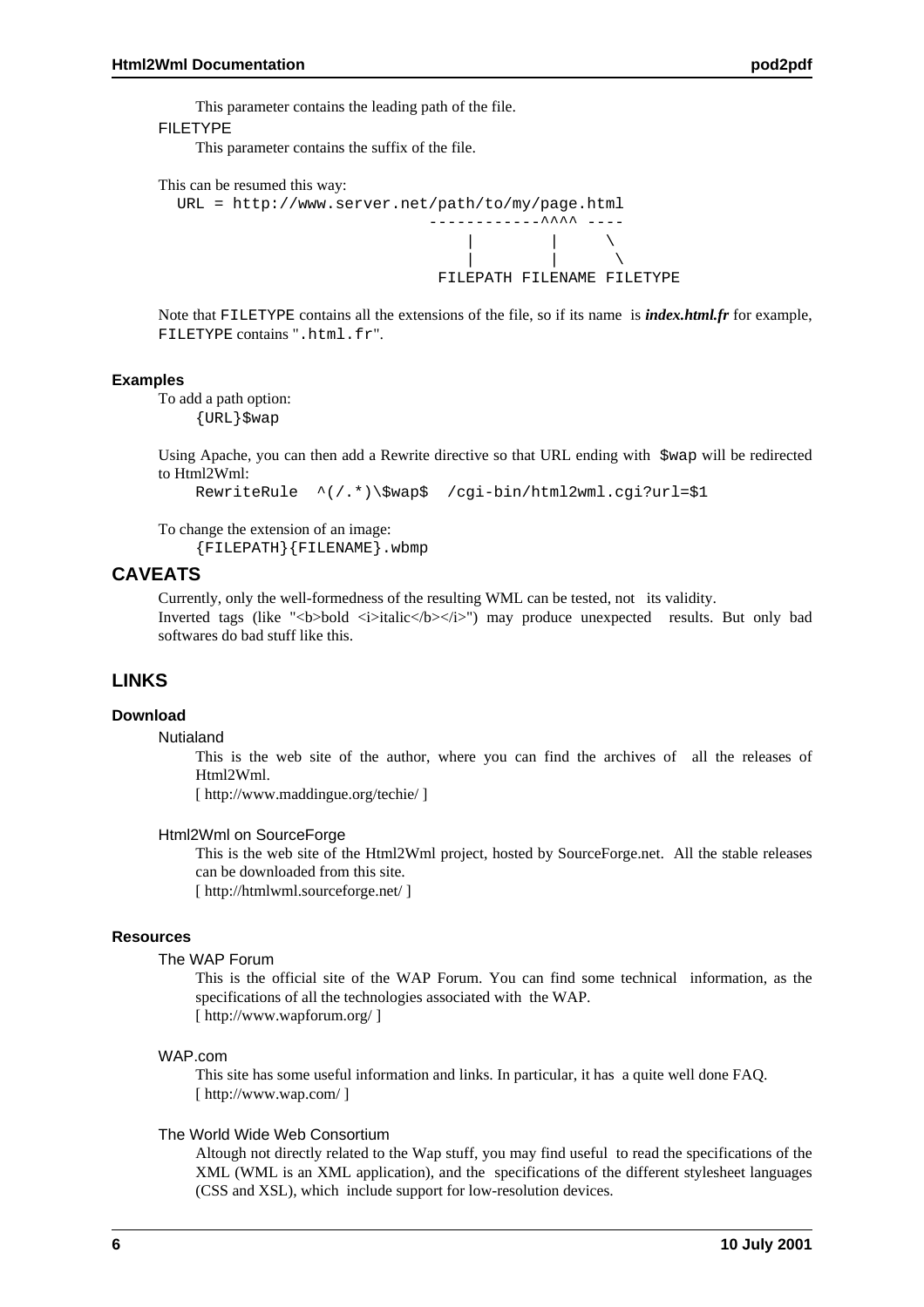This parameter contains the leading path of the file.

FILETYPE

This parameter contains the suffix of the file.

This can be resumed this way:

```
  URL = http://www.server.net/path/to/my/page.html
                              ------------^^^^ ----
                                  |        |     \
                                  |        |      \
                               FILEPATH FILENAME FILETYPE
```

Note that `FILETYPE` contains all the extensions of the file, so if its name is ***index.html.fr*** for example, `FILETYPE` contains "`.html.fr`".

### Examples

To add a path option:

```
{URL}$wap
```

Using Apache, you can then add a Rewrite directive so that URL ending with `$wap` will be redirected to Html2Wml:

```
RewriteRule  ^(/.*)\$wap$  /cgi-bin/html2wml.cgi?url=$1
```

To change the extension of an image:

```
{FILEPATH}{FILENAME}.wbmp
```

## CAVEATS

Currently, only the well-formedness of the resulting WML can be tested, not its validity.
Inverted tags (like "<b>bold <i>italic</b></i>") may produce unexpected results. But only bad softwares do bad stuff like this.

## LINKS

### Download

Nutialand

This is the web site of the author, where you can find the archives of all the releases of Html2Wml.
[ http://www.maddingue.org/techie/ ]

Html2Wml on SourceForge

This is the web site of the Html2Wml project, hosted by SourceForge.net. All the stable releases can be downloaded from this site.
[ http://htmlwml.sourceforge.net/ ]

### Resources

The WAP Forum

This is the official site of the WAP Forum. You can find some technical information, as the specifications of all the technologies associated with the WAP.
[ http://www.wapforum.org/ ]

WAP.com

This site has some useful information and links. In particular, it has a quite well done FAQ.
[ http://www.wap.com/ ]

The World Wide Web Consortium

Altough not directly related to the Wap stuff, you may find useful to read the specifications of the XML (WML is an XML application), and the specifications of the different stylesheet languages (CSS and XSL), which include support for low-resolution devices.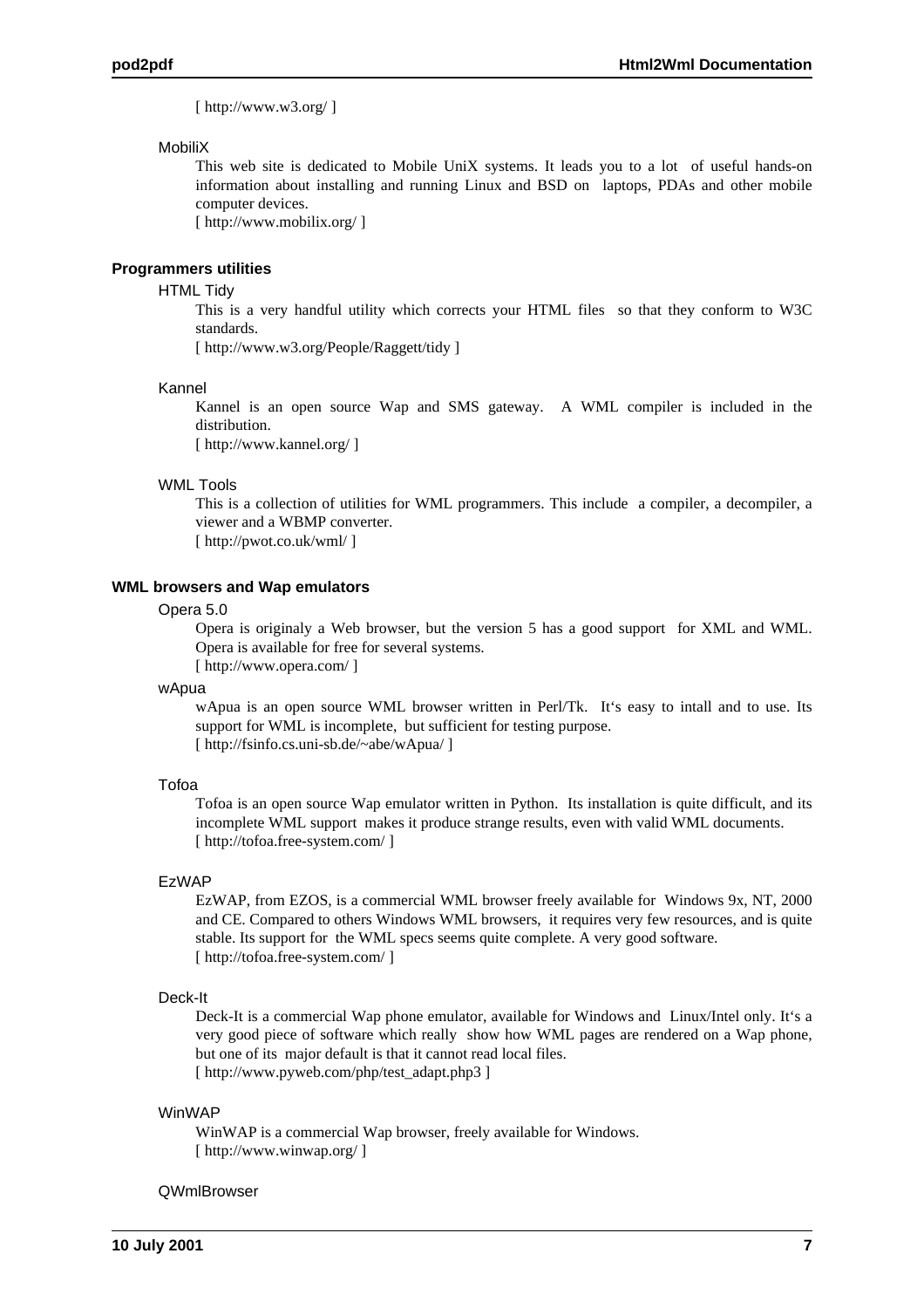[ http://www.w3.org/ ]

MobiliX

This web site is dedicated to Mobile UniX systems. It leads you to a lot of useful hands-on information about installing and running Linux and BSD on laptops, PDAs and other mobile computer devices.
[ http://www.mobilix.org/ ]

### Programmers utilities

HTML Tidy

This is a very handful utility which corrects your HTML files so that they conform to W3C standards.
[ http://www.w3.org/People/Raggett/tidy ]

Kannel

Kannel is an open source Wap and SMS gateway. A WML compiler is included in the distribution.
[ http://www.kannel.org/ ]

WML Tools

This is a collection of utilities for WML programmers. This include a compiler, a decompiler, a viewer and a WBMP converter.
[ http://pwot.co.uk/wml/ ]

### WML browsers and Wap emulators

Opera 5.0

Opera is originaly a Web browser, but the version 5 has a good support for XML and WML. Opera is available for free for several systems.
[ http://www.opera.com/ ]

wApua

wApua is an open source WML browser written in Perl/Tk. It‘s easy to intall and to use. Its support for WML is incomplete, but sufficient for testing purpose.
[ http://fsinfo.cs.uni-sb.de/~abe/wApua/ ]

Tofoa

Tofoa is an open source Wap emulator written in Python. Its installation is quite difficult, and its incomplete WML support makes it produce strange results, even with valid WML documents.
[ http://tofoa.free-system.com/ ]

EzWAP

EzWAP, from EZOS, is a commercial WML browser freely available for Windows 9x, NT, 2000 and CE. Compared to others Windows WML browsers, it requires very few resources, and is quite stable. Its support for the WML specs seems quite complete. A very good software.
[ http://tofoa.free-system.com/ ]

Deck-It

Deck-It is a commercial Wap phone emulator, available for Windows and Linux/Intel only. It‘s a very good piece of software which really show how WML pages are rendered on a Wap phone, but one of its major default is that it cannot read local files.
[ http://www.pyweb.com/php/test_adapt.php3 ]

WinWAP

WinWAP is a commercial Wap browser, freely available for Windows.
[ http://www.winwap.org/ ]

QWmlBrowser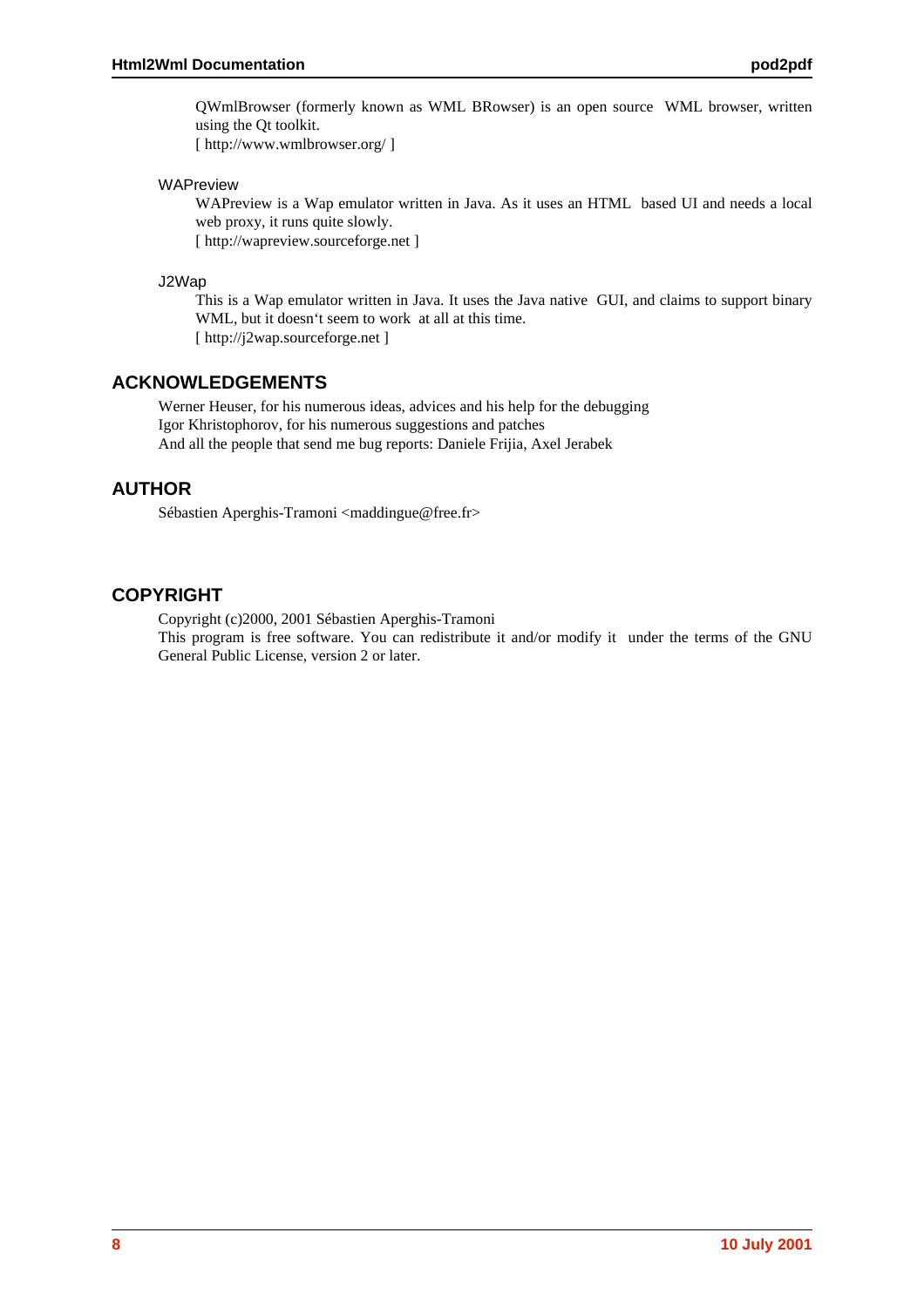QWmlBrowser (formerly known as WML BRowser) is an open source WML browser, written using the Qt toolkit.
[ http://www.wmlbrowser.org/ ]

WAPreview

WAPreview is a Wap emulator written in Java. As it uses an HTML based UI and needs a local web proxy, it runs quite slowly.
[ http://wapreview.sourceforge.net ]

J2Wap

This is a Wap emulator written in Java. It uses the Java native GUI, and claims to support binary WML, but it doesn‘t seem to work at all at this time.
[ http://j2wap.sourceforge.net ]

## ACKNOWLEDGEMENTS

Werner Heuser, for his numerous ideas, advices and his help for the debugging
Igor Khristophorov, for his numerous suggestions and patches
And all the people that send me bug reports: Daniele Frijia, Axel Jerabek

## AUTHOR

Sébastien Aperghis-Tramoni <maddingue@free.fr>

## COPYRIGHT

Copyright (c)2000, 2001 Sébastien Aperghis-Tramoni
This program is free software. You can redistribute it and/or modify it under the terms of the GNU General Public License, version 2 or later.